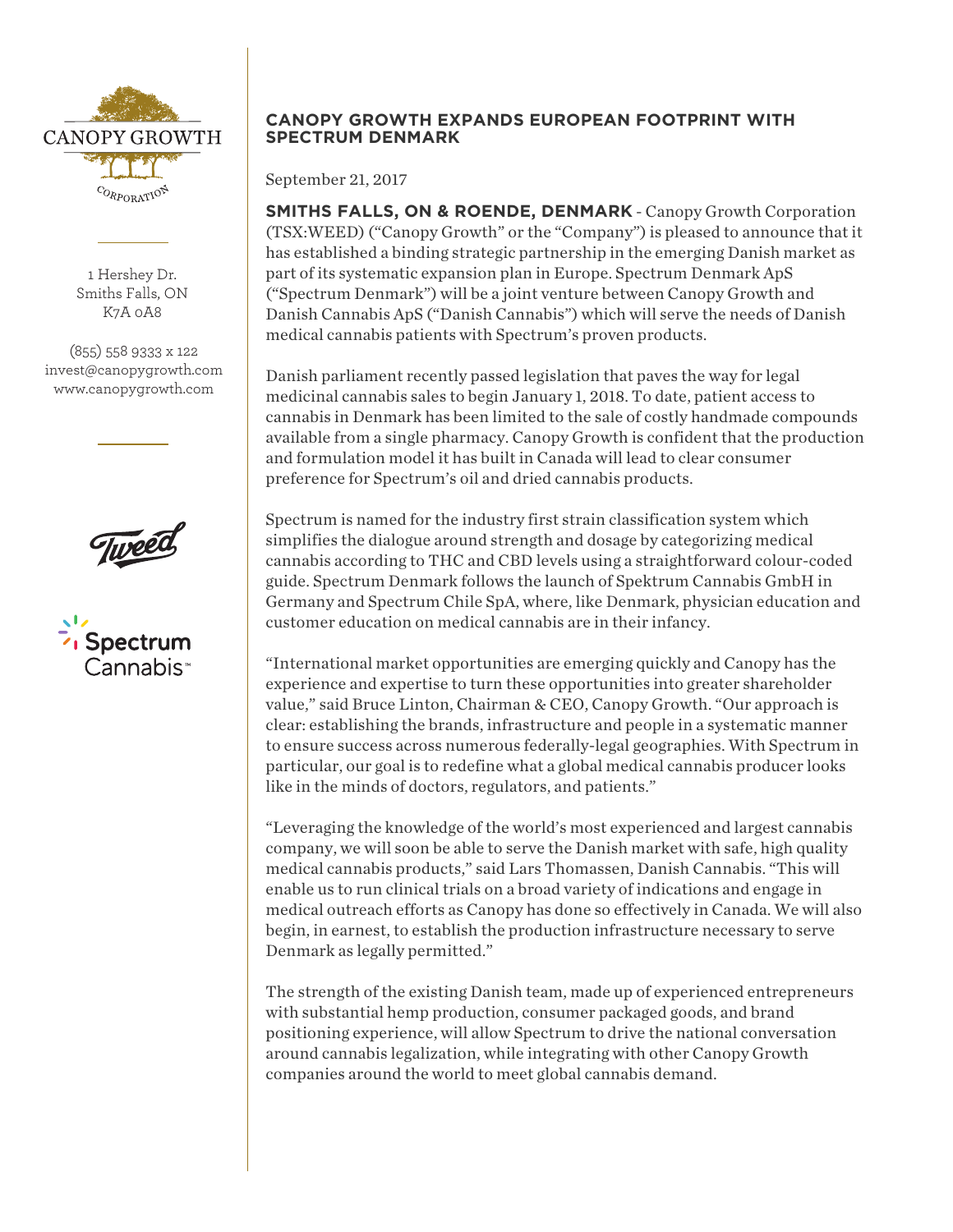1 Hershey Dr.
Smiths Falls, ON
K7A 0A8

(855) 558 9333 x 122
invest@canopygrowth.com
www.canopygrowth.com

# CANOPY GROWTH EXPANDS EUROPEAN FOOTPRINT WITH SPECTRUM DENMARK

September 21, 2017

**SMITHS FALLS, ON & ROENDE, DENMARK** - Canopy Growth Corporation (TSX:WEED) ("Canopy Growth" or the "Company") is pleased to announce that it has established a binding strategic partnership in the emerging Danish market as part of its systematic expansion plan in Europe. Spectrum Denmark ApS ("Spectrum Denmark") will be a joint venture between Canopy Growth and Danish Cannabis ApS ("Danish Cannabis") which will serve the needs of Danish medical cannabis patients with Spectrum's proven products.

Danish parliament recently passed legislation that paves the way for legal medicinal cannabis sales to begin January 1, 2018. To date, patient access to cannabis in Denmark has been limited to the sale of costly handmade compounds available from a single pharmacy. Canopy Growth is confident that the production and formulation model it has built in Canada will lead to clear consumer preference for Spectrum's oil and dried cannabis products.

Spectrum is named for the industry first strain classification system which simplifies the dialogue around strength and dosage by categorizing medical cannabis according to THC and CBD levels using a straightforward colour-coded guide. Spectrum Denmark follows the launch of Spektrum Cannabis GmbH in Germany and Spectrum Chile SpA, where, like Denmark, physician education and customer education on medical cannabis are in their infancy.

"International market opportunities are emerging quickly and Canopy has the experience and expertise to turn these opportunities into greater shareholder value," said Bruce Linton, Chairman & CEO, Canopy Growth. "Our approach is clear: establishing the brands, infrastructure and people in a systematic manner to ensure success across numerous federally-legal geographies. With Spectrum in particular, our goal is to redefine what a global medical cannabis producer looks like in the minds of doctors, regulators, and patients."

"Leveraging the knowledge of the world's most experienced and largest cannabis company, we will soon be able to serve the Danish market with safe, high quality medical cannabis products," said Lars Thomassen, Danish Cannabis. "This will enable us to run clinical trials on a broad variety of indications and engage in medical outreach efforts as Canopy has done so effectively in Canada. We will also begin, in earnest, to establish the production infrastructure necessary to serve Denmark as legally permitted."

The strength of the existing Danish team, made up of experienced entrepreneurs with substantial hemp production, consumer packaged goods, and brand positioning experience, will allow Spectrum to drive the national conversation around cannabis legalization, while integrating with other Canopy Growth companies around the world to meet global cannabis demand.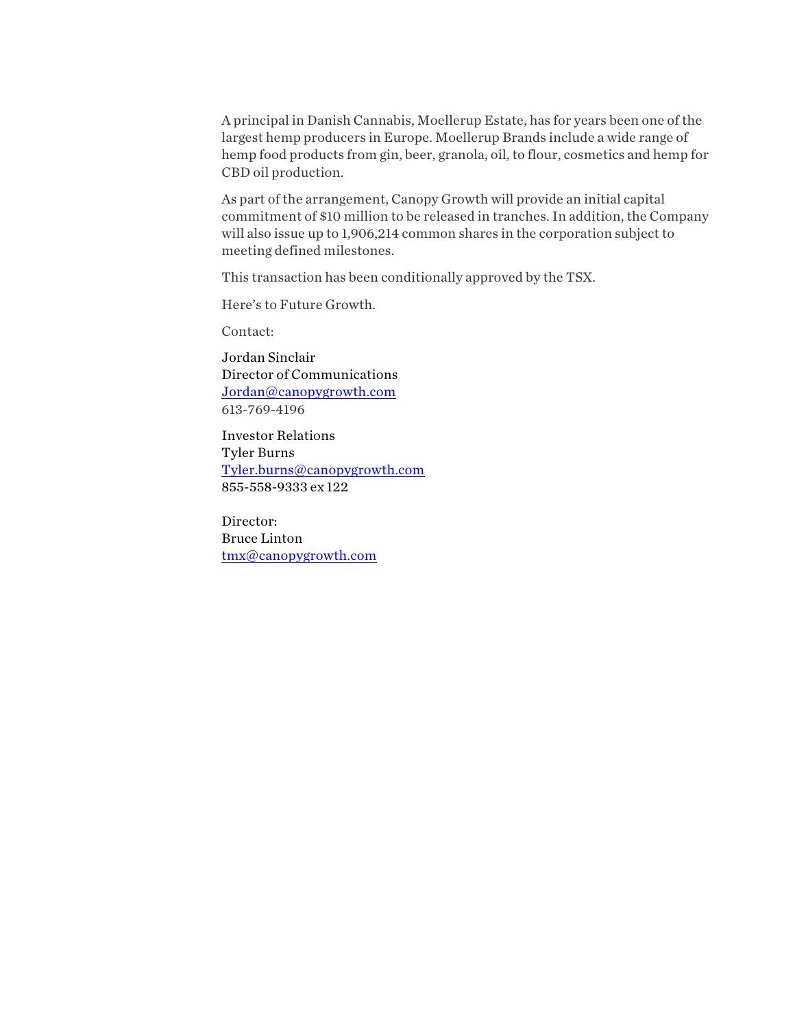A principal in Danish Cannabis, Moellerup Estate, has for years been one of the largest hemp producers in Europe. Moellerup Brands include a wide range of hemp food products from gin, beer, granola, oil, to flour, cosmetics and hemp for CBD oil production.

As part of the arrangement, Canopy Growth will provide an initial capital commitment of $10 million to be released in tranches. In addition, the Company will also issue up to 1,906,214 common shares in the corporation subject to meeting defined milestones.

This transaction has been conditionally approved by the TSX.

Here's to Future Growth.

Contact:

Jordan Sinclair
Director of Communications
Jordan@canopygrowth.com
613-769-4196

Investor Relations
Tyler Burns
Tyler.burns@canopygrowth.com
855-558-9333 ex 122

Director:
Bruce Linton
tmx@canopygrowth.com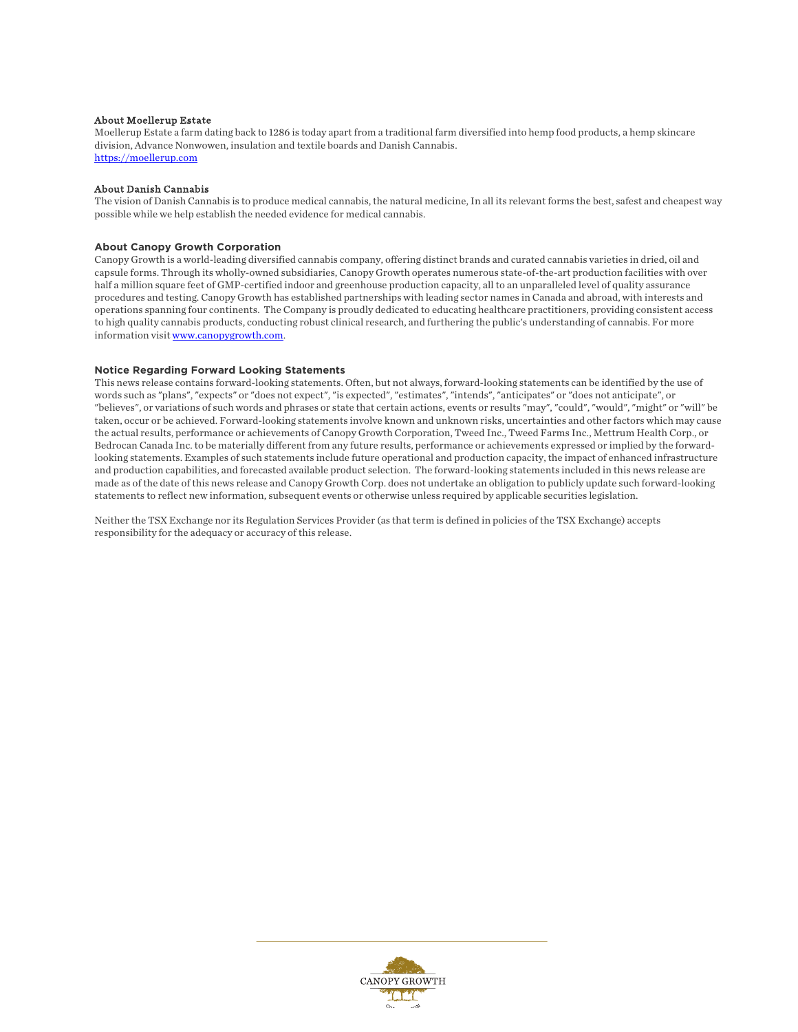### About Moellerup Estate

Moellerup Estate a farm dating back to 1286 is today apart from a traditional farm diversified into hemp food products, a hemp skincare division, Advance Nonwowen, insulation and textile boards and Danish Cannabis.
https://moellerup.com

### About Danish Cannabis

The vision of Danish Cannabis is to produce medical cannabis, the natural medicine, In all its relevant forms the best, safest and cheapest way possible while we help establish the needed evidence for medical cannabis.

### About Canopy Growth Corporation

Canopy Growth is a world-leading diversified cannabis company, offering distinct brands and curated cannabis varieties in dried, oil and capsule forms. Through its wholly-owned subsidiaries, Canopy Growth operates numerous state-of-the-art production facilities with over half a million square feet of GMP-certified indoor and greenhouse production capacity, all to an unparalleled level of quality assurance procedures and testing. Canopy Growth has established partnerships with leading sector names in Canada and abroad, with interests and operations spanning four continents. The Company is proudly dedicated to educating healthcare practitioners, providing consistent access to high quality cannabis products, conducting robust clinical research, and furthering the public's understanding of cannabis. For more information visit www.canopygrowth.com.

### Notice Regarding Forward Looking Statements

This news release contains forward-looking statements. Often, but not always, forward-looking statements can be identified by the use of words such as "plans", "expects" or "does not expect", "is expected", "estimates", "intends", "anticipates" or "does not anticipate", or "believes", or variations of such words and phrases or state that certain actions, events or results "may", "could", "would", "might" or "will" be taken, occur or be achieved. Forward-looking statements involve known and unknown risks, uncertainties and other factors which may cause the actual results, performance or achievements of Canopy Growth Corporation, Tweed Inc., Tweed Farms Inc., Mettrum Health Corp., or Bedrocan Canada Inc. to be materially different from any future results, performance or achievements expressed or implied by the forward-looking statements. Examples of such statements include future operational and production capacity, the impact of enhanced infrastructure and production capabilities, and forecasted available product selection. The forward-looking statements included in this news release are made as of the date of this news release and Canopy Growth Corp. does not undertake an obligation to publicly update such forward-looking statements to reflect new information, subsequent events or otherwise unless required by applicable securities legislation.

Neither the TSX Exchange nor its Regulation Services Provider (as that term is defined in policies of the TSX Exchange) accepts responsibility for the adequacy or accuracy of this release.